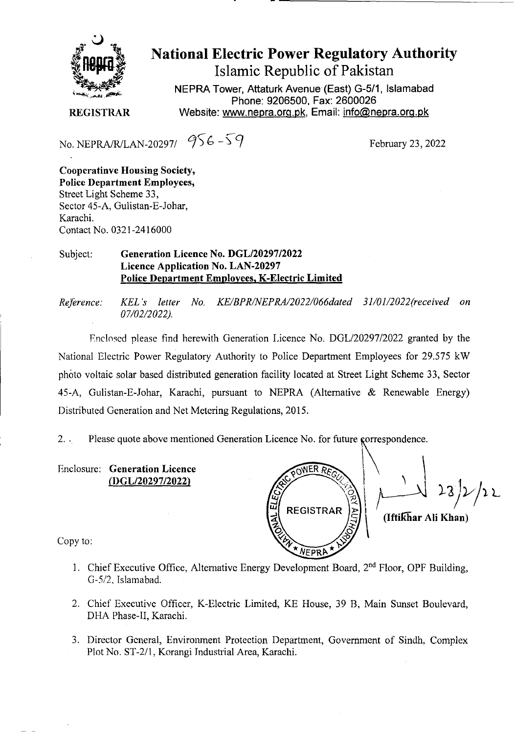# National Electric Power Regulatory Authority

## Islamic Republic of Pakistan

NEPRA Tower, Attaturk Avenue (East) G-5/1, Islamabad
Phone: 9206500, Fax: 2600026
Website: www.nepra.org.pk, Email: info@nepra.org.pk

**REGISTRAR**

No. NEPRA/R/LAN-20297/ 956-59

February 23, 2022

**Cooperatinve Housing Society,**
**Police Department Employees,**
Street Light Scheme 33,
Sector 45-A, Gulistan-E-Johar,
Karachi.
Contact No. 0321-2416000

Subject: **Generation Licence No. DGL/20297/2022**
**Licence Application No. LAN-20297**
**<u>Police Department Employees, K-Electric Limited</u>**

*Reference: KEL's letter No. KE/BPR/NEPRA/2022/066dated 31/01/2022(received on 07/02/2022).*

Enclosed please find herewith Generation Licence No. DGL/20297/2022 granted by the National Electric Power Regulatory Authority to Police Department Employees for 29.575 kW photo voltaic solar based distributed generation facility located at Street Light Scheme 33, Sector 45-A, Gulistan-E-Johar, Karachi, pursuant to NEPRA (Alternative & Renewable Energy) Distributed Generation and Net Metering Regulations, 2015.

2. Please quote above mentioned Generation Licence No. for future correspondence.

Enclosure: **Generation Licence**
**<u>(DGL/20297/2022)</u>**

23/2/22

**(Iftikhar Ali Khan)**

Copy to:

1. Chief Executive Office, Alternative Energy Development Board, 2nd Floor, OPF Building, G-5/2, Islamabad.

2. Chief Executive Officer, K-Electric Limited, KE House, 39 B, Main Sunset Boulevard, DHA Phase-II, Karachi.

3. Director General, Environment Protection Department, Government of Sindh, Complex Plot No. ST-2/1, Korangi Industrial Area, Karachi.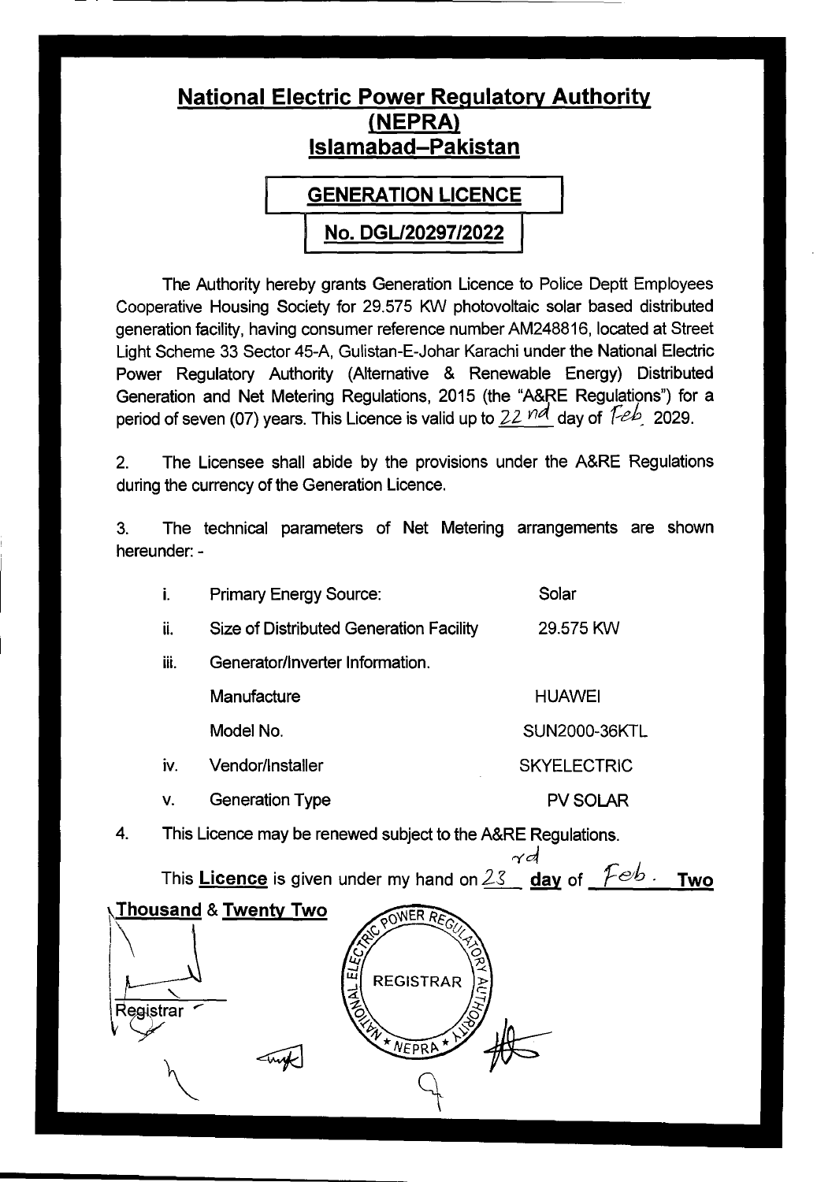# National Electric Power Regulatory Authority (NEPRA) Islamabad–Pakistan

## GENERATION LICENCE

## No. DGL/20297/2022

The Authority hereby grants Generation Licence to Police Deptt Employees Cooperative Housing Society for 29.575 KW photovoltaic solar based distributed generation facility, having consumer reference number AM248816, located at Street Light Scheme 33 Sector 45-A, Gulistan-E-Johar Karachi under the National Electric Power Regulatory Authority (Alternative & Renewable Energy) Distributed Generation and Net Metering Regulations, 2015 (the "A&RE Regulations") for a period of seven (07) years. This Licence is valid up to 22nd day of Feb 2029.

2. The Licensee shall abide by the provisions under the A&RE Regulations during the currency of the Generation Licence.

3. The technical parameters of Net Metering arrangements are shown hereunder: -

| | | |
|---|---|---|
| i. | Primary Energy Source: | Solar |
| ii. | Size of Distributed Generation Facility | 29.575 KW |
| iii. | Generator/Inverter Information. | |
| | Manufacture | HUAWEI |
| | Model No. | SUN2000-36KTL |
| iv. | Vendor/Installer | SKYELECTRIC |
| v. | Generation Type | PV SOLAR |

4. This Licence may be renewed subject to the A&RE Regulations.

This **Licence** is given under my hand on 23rd **day** of Feb. **Two Thousand** & **Twenty Two**

Registrar

REGISTRAR
NATIONAL ELECTRIC POWER REGULATORY AUTHORITY
NEPRA